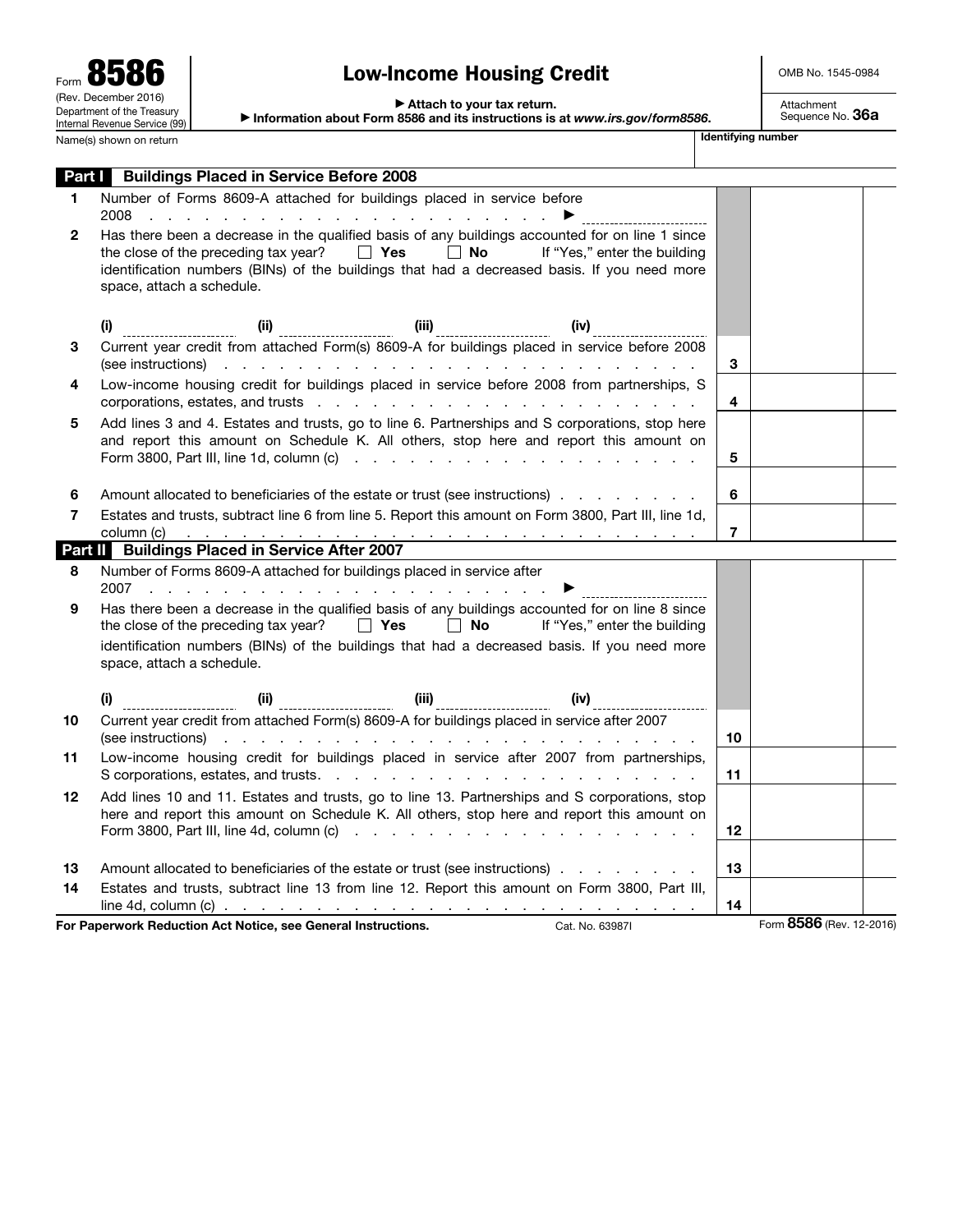Form **8586**
(Rev. December 2016)
Department of the Treasury
Internal Revenue Service (99)

# Low-Income Housing Credit

▶ Attach to your tax return.
▶ Information about Form 8586 and its instructions is at *www.irs.gov/form8586*.

OMB No. 1545-0984
Attachment Sequence No. **36a**

Name(s) shown on return | **Identifying number**

## Part I Buildings Placed in Service Before 2008

| | | | |
|---|---|---|---|
| **1** | Number of Forms 8609-A attached for buildings placed in service before 2008 . . . . . . . . . . . . . . . . . . . . . . . . ▶ ____________ | | |
| **2** | Has there been a decrease in the qualified basis of any buildings accounted for on line 1 since the close of the preceding tax year? ☐ **Yes** ☐ **No** If "Yes," enter the building identification numbers (BINs) of the buildings that had a decreased basis. If you need more space, attach a schedule.<br>**(i)** ____________ **(ii)** ____________ **(iii)** ____________ **(iv)** ____________ | | |
| **3** | Current year credit from attached Form(s) 8609-A for buildings placed in service before 2008 (see instructions) . . . . . . . . . . . . . . . . . . . . . . . . . . | **3** | |
| **4** | Low-income housing credit for buildings placed in service before 2008 from partnerships, S corporations, estates, and trusts . . . . . . . . . . . . . . . . . . . . . . | **4** | |
| **5** | Add lines 3 and 4. Estates and trusts, go to line 6. Partnerships and S corporations, stop here and report this amount on Schedule K. All others, stop here and report this amount on Form 3800, Part III, line 1d, column (c) . . . . . . . . . . . . . . . . . . . . | **5** | |
| **6** | Amount allocated to beneficiaries of the estate or trust (see instructions) . . . . . . . . . | **6** | |
| **7** | Estates and trusts, subtract line 6 from line 5. Report this amount on Form 3800, Part III, line 1d, column (c) . . . . . . . . . . . . . . . . . . . . . . . . . . . . | **7** | |

## Part II Buildings Placed in Service After 2007

| | | | |
|---|---|---|---|
| **8** | Number of Forms 8609-A attached for buildings placed in service after 2007 . . . . . . . . . . . . . . . . . . . . . . . . ▶ ____________ | | |
| **9** | Has there been a decrease in the qualified basis of any buildings accounted for on line 8 since the close of the preceding tax year? ☐ **Yes** ☐ **No** If "Yes," enter the building identification numbers (BINs) of the buildings that had a decreased basis. If you need more space, attach a schedule.<br>**(i)** ____________ **(ii)** ____________ **(iii)** ____________ **(iv)** ____________ | | |
| **10** | Current year credit from attached Form(s) 8609-A for buildings placed in service after 2007 (see instructions) . . . . . . . . . . . . . . . . . . . . . . . . . . | **10** | |
| **11** | Low-income housing credit for buildings placed in service after 2007 from partnerships, S corporations, estates, and trusts. . . . . . . . . . . . . . . . . . . . . . | **11** | |
| **12** | Add lines 10 and 11. Estates and trusts, go to line 13. Partnerships and S corporations, stop here and report this amount on Schedule K. All others, stop here and report this amount on Form 3800, Part III, line 4d, column (c) . . . . . . . . . . . . . . . . . . . . | **12** | |
| **13** | Amount allocated to beneficiaries of the estate or trust (see instructions) . . . . . . . . . | **13** | |
| **14** | Estates and trusts, subtract line 13 from line 12. Report this amount on Form 3800, Part III, line 4d, column (c) . . . . . . . . . . . . . . . . . . . . . . . . . . . . | **14** | |

**For Paperwork Reduction Act Notice, see General Instructions.** Cat. No. 63987I Form **8586** (Rev. 12-2016)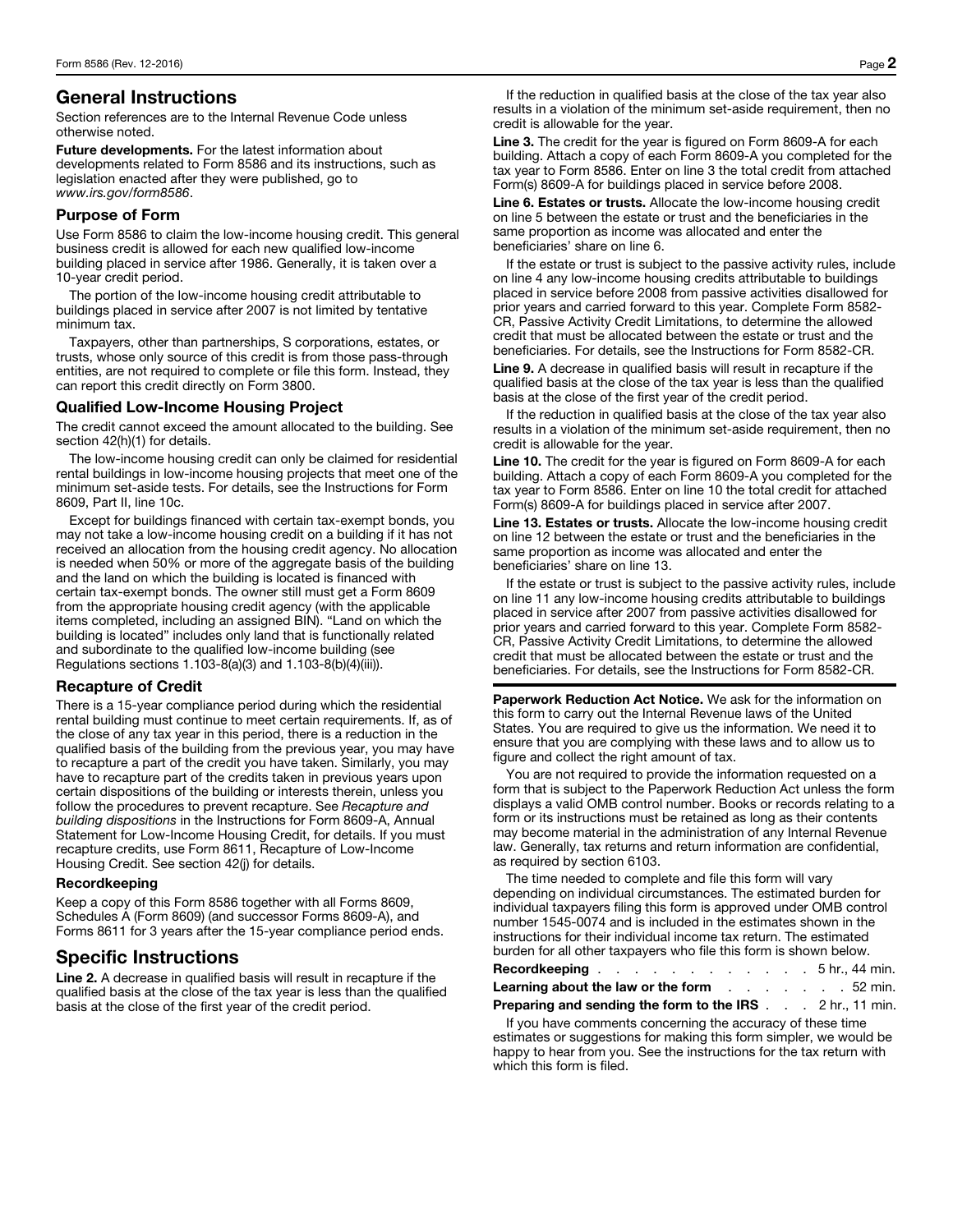## General Instructions

Section references are to the Internal Revenue Code unless otherwise noted.

**Future developments.** For the latest information about developments related to Form 8586 and its instructions, such as legislation enacted after they were published, go to *www.irs.gov/form8586*.

### Purpose of Form

Use Form 8586 to claim the low-income housing credit. This general business credit is allowed for each new qualified low-income building placed in service after 1986. Generally, it is taken over a 10-year credit period.

The portion of the low-income housing credit attributable to buildings placed in service after 2007 is not limited by tentative minimum tax.

Taxpayers, other than partnerships, S corporations, estates, or trusts, whose only source of this credit is from those pass-through entities, are not required to complete or file this form. Instead, they can report this credit directly on Form 3800.

### Qualified Low-Income Housing Project

The credit cannot exceed the amount allocated to the building. See section 42(h)(1) for details.

The low-income housing credit can only be claimed for residential rental buildings in low-income housing projects that meet one of the minimum set-aside tests. For details, see the Instructions for Form 8609, Part II, line 10c.

Except for buildings financed with certain tax-exempt bonds, you may not take a low-income housing credit on a building if it has not received an allocation from the housing credit agency. No allocation is needed when 50% or more of the aggregate basis of the building and the land on which the building is located is financed with certain tax-exempt bonds. The owner still must get a Form 8609 from the appropriate housing credit agency (with the applicable items completed, including an assigned BIN). "Land on which the building is located" includes only land that is functionally related and subordinate to the qualified low-income building (see Regulations sections 1.103-8(a)(3) and 1.103-8(b)(4)(iii)).

### Recapture of Credit

There is a 15-year compliance period during which the residential rental building must continue to meet certain requirements. If, as of the close of any tax year in this period, there is a reduction in the qualified basis of the building from the previous year, you may have to recapture a part of the credit you have taken. Similarly, you may have to recapture part of the credits taken in previous years upon certain dispositions of the building or interests therein, unless you follow the procedures to prevent recapture. See *Recapture and building dispositions* in the Instructions for Form 8609-A, Annual Statement for Low-Income Housing Credit, for details. If you must recapture credits, use Form 8611, Recapture of Low-Income Housing Credit. See section 42(j) for details.

#### Recordkeeping

Keep a copy of this Form 8586 together with all Forms 8609, Schedules A (Form 8609) (and successor Forms 8609-A), and Forms 8611 for 3 years after the 15-year compliance period ends.

## Specific Instructions

**Line 2.** A decrease in qualified basis will result in recapture if the qualified basis at the close of the tax year is less than the qualified basis at the close of the first year of the credit period.

If the reduction in qualified basis at the close of the tax year also results in a violation of the minimum set-aside requirement, then no credit is allowable for the year.

**Line 3.** The credit for the year is figured on Form 8609-A for each building. Attach a copy of each Form 8609-A you completed for the tax year to Form 8586. Enter on line 3 the total credit from attached Form(s) 8609-A for buildings placed in service before 2008.

**Line 6. Estates or trusts.** Allocate the low-income housing credit on line 5 between the estate or trust and the beneficiaries in the same proportion as income was allocated and enter the beneficiaries' share on line 6.

If the estate or trust is subject to the passive activity rules, include on line 4 any low-income housing credits attributable to buildings placed in service before 2008 from passive activities disallowed for prior years and carried forward to this year. Complete Form 8582-CR, Passive Activity Credit Limitations, to determine the allowed credit that must be allocated between the estate or trust and the beneficiaries. For details, see the Instructions for Form 8582-CR.

**Line 9.** A decrease in qualified basis will result in recapture if the qualified basis at the close of the tax year is less than the qualified basis at the close of the first year of the credit period.

If the reduction in qualified basis at the close of the tax year also results in a violation of the minimum set-aside requirement, then no credit is allowable for the year.

**Line 10.** The credit for the year is figured on Form 8609-A for each building. Attach a copy of each Form 8609-A you completed for the tax year to Form 8586. Enter on line 10 the total credit for attached Form(s) 8609-A for buildings placed in service after 2007.

**Line 13. Estates or trusts.** Allocate the low-income housing credit on line 12 between the estate or trust and the beneficiaries in the same proportion as income was allocated and enter the beneficiaries' share on line 13.

If the estate or trust is subject to the passive activity rules, include on line 11 any low-income housing credits attributable to buildings placed in service after 2007 from passive activities disallowed for prior years and carried forward to this year. Complete Form 8582-CR, Passive Activity Credit Limitations, to determine the allowed credit that must be allocated between the estate or trust and the beneficiaries. For details, see the Instructions for Form 8582-CR.

**Paperwork Reduction Act Notice.** We ask for the information on this form to carry out the Internal Revenue laws of the United States. You are required to give us the information. We need it to ensure that you are complying with these laws and to allow us to figure and collect the right amount of tax.

You are not required to provide the information requested on a form that is subject to the Paperwork Reduction Act unless the form displays a valid OMB control number. Books or records relating to a form or its instructions must be retained as long as their contents may become material in the administration of any Internal Revenue law. Generally, tax returns and return information are confidential, as required by section 6103.

The time needed to complete and file this form will vary depending on individual circumstances. The estimated burden for individual taxpayers filing this form is approved under OMB control number 1545-0074 and is included in the estimates shown in the instructions for their individual income tax return. The estimated burden for all other taxpayers who file this form is shown below.

**Recordkeeping** . . . . . . . . . . . . . 5 hr., 44 min.

**Learning about the law or the form** . . . . . . . . 52 min.

**Preparing and sending the form to the IRS** . . . 2 hr., 11 min.

If you have comments concerning the accuracy of these time estimates or suggestions for making this form simpler, we would be happy to hear from you. See the instructions for the tax return with which this form is filed.